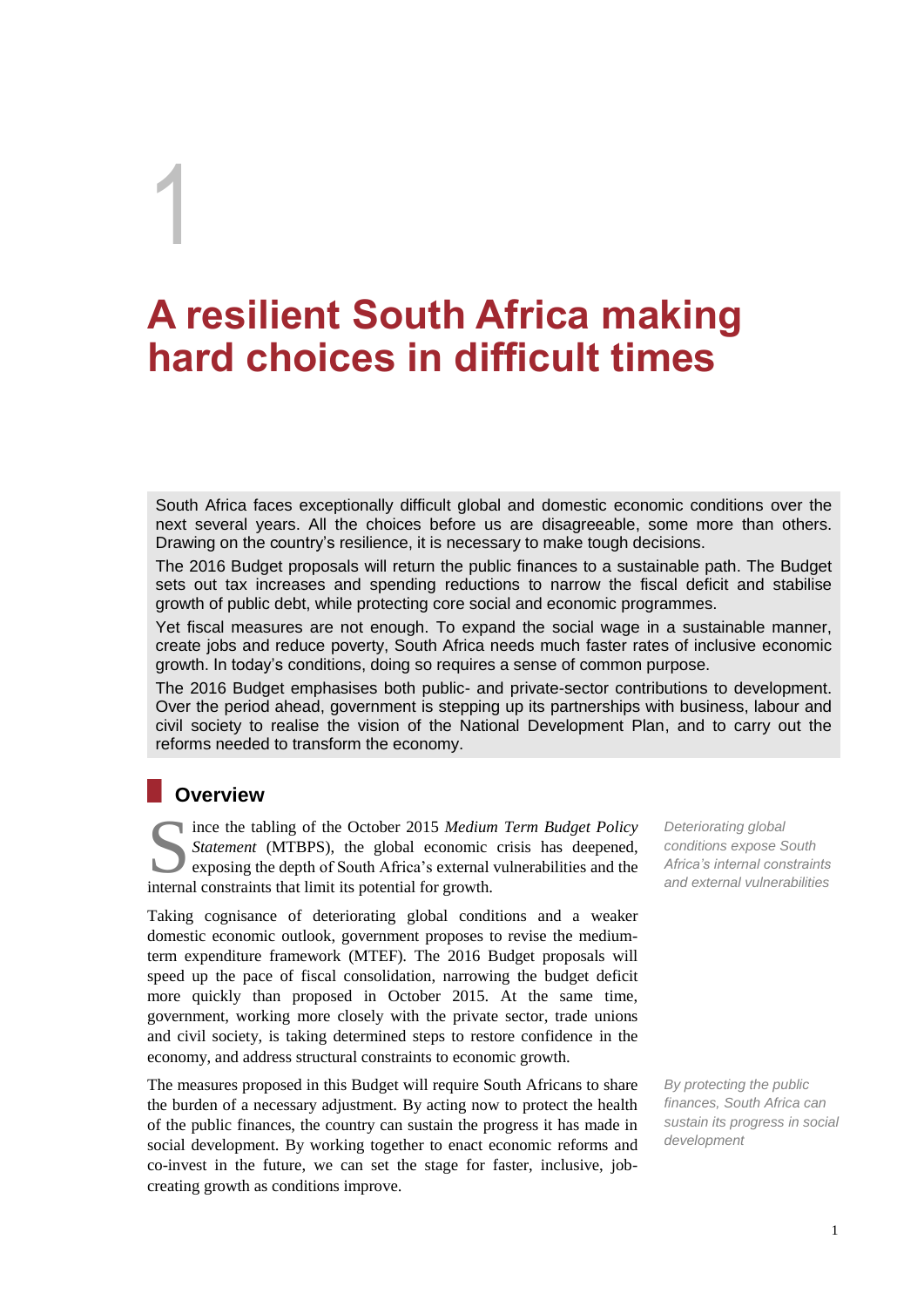# 1

# A resilient South Africa making hard choices in difficult times

South Africa faces exceptionally difficult global and domestic economic conditions over the next several years. All the choices before us are disagreeable, some more than others. Drawing on the country's resilience, it is necessary to make tough decisions.

The 2016 Budget proposals will return the public finances to a sustainable path. The Budget sets out tax increases and spending reductions to narrow the fiscal deficit and stabilise growth of public debt, while protecting core social and economic programmes.

Yet fiscal measures are not enough. To expand the social wage in a sustainable manner, create jobs and reduce poverty, South Africa needs much faster rates of inclusive economic growth. In today's conditions, doing so requires a sense of common purpose.

The 2016 Budget emphasises both public- and private-sector contributions to development. Over the period ahead, government is stepping up its partnerships with business, labour and civil society to realise the vision of the National Development Plan, and to carry out the reforms needed to transform the economy.

## Overview

*Deteriorating global conditions expose South Africa's internal constraints and external vulnerabilities*

Since the tabling of the October 2015 *Medium Term Budget Policy Statement* (MTBPS), the global economic crisis has deepened, exposing the depth of South Africa's external vulnerabilities and the internal constraints that limit its potential for growth.

Taking cognisance of deteriorating global conditions and a weaker domestic economic outlook, government proposes to revise the medium-term expenditure framework (MTEF). The 2016 Budget proposals will speed up the pace of fiscal consolidation, narrowing the budget deficit more quickly than proposed in October 2015. At the same time, government, working more closely with the private sector, trade unions and civil society, is taking determined steps to restore confidence in the economy, and address structural constraints to economic growth.

*By protecting the public finances, South Africa can sustain its progress in social development*

The measures proposed in this Budget will require South Africans to share the burden of a necessary adjustment. By acting now to protect the health of the public finances, the country can sustain the progress it has made in social development. By working together to enact economic reforms and co-invest in the future, we can set the stage for faster, inclusive, job-creating growth as conditions improve.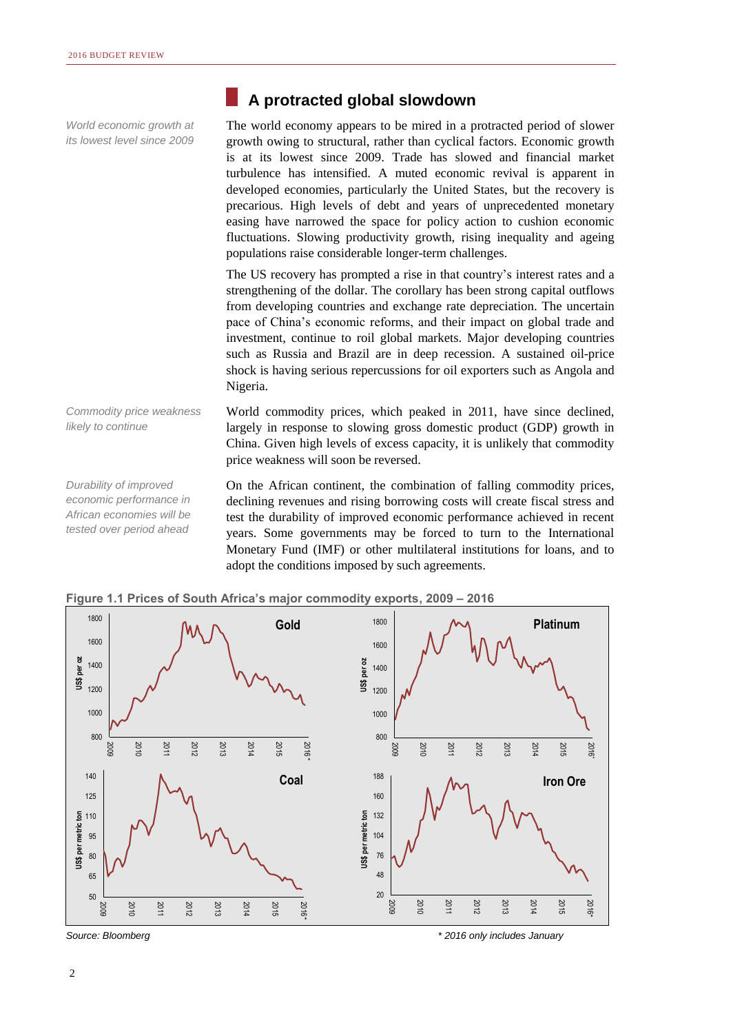## A protracted global slowdown

*World economic growth at its lowest level since 2009*

The world economy appears to be mired in a protracted period of slower growth owing to structural, rather than cyclical factors. Economic growth is at its lowest since 2009. Trade has slowed and financial market turbulence has intensified. A muted economic revival is apparent in developed economies, particularly the United States, but the recovery is precarious. High levels of debt and years of unprecedented monetary easing have narrowed the space for policy action to cushion economic fluctuations. Slowing productivity growth, rising inequality and ageing populations raise considerable longer-term challenges.

The US recovery has prompted a rise in that country's interest rates and a strengthening of the dollar. The corollary has been strong capital outflows from developing countries and exchange rate depreciation. The uncertain pace of China's economic reforms, and their impact on global trade and investment, continue to roil global markets. Major developing countries such as Russia and Brazil are in deep recession. A sustained oil-price shock is having serious repercussions for oil exporters such as Angola and Nigeria.

*Commodity price weakness likely to continue*

World commodity prices, which peaked in 2011, have since declined, largely in response to slowing gross domestic product (GDP) growth in China. Given high levels of excess capacity, it is unlikely that commodity price weakness will soon be reversed.

*Durability of improved economic performance in African economies will be tested over period ahead*

On the African continent, the combination of falling commodity prices, declining revenues and rising borrowing costs will create fiscal stress and test the durability of improved economic performance achieved in recent years. Some governments may be forced to turn to the International Monetary Fund (IMF) or other multilateral institutions for loans, and to adopt the conditions imposed by such agreements.

**Figure 1.1 Prices of South Africa's major commodity exports, 2009 – 2016**

Source: Bloomberg

\* 2016 only includes January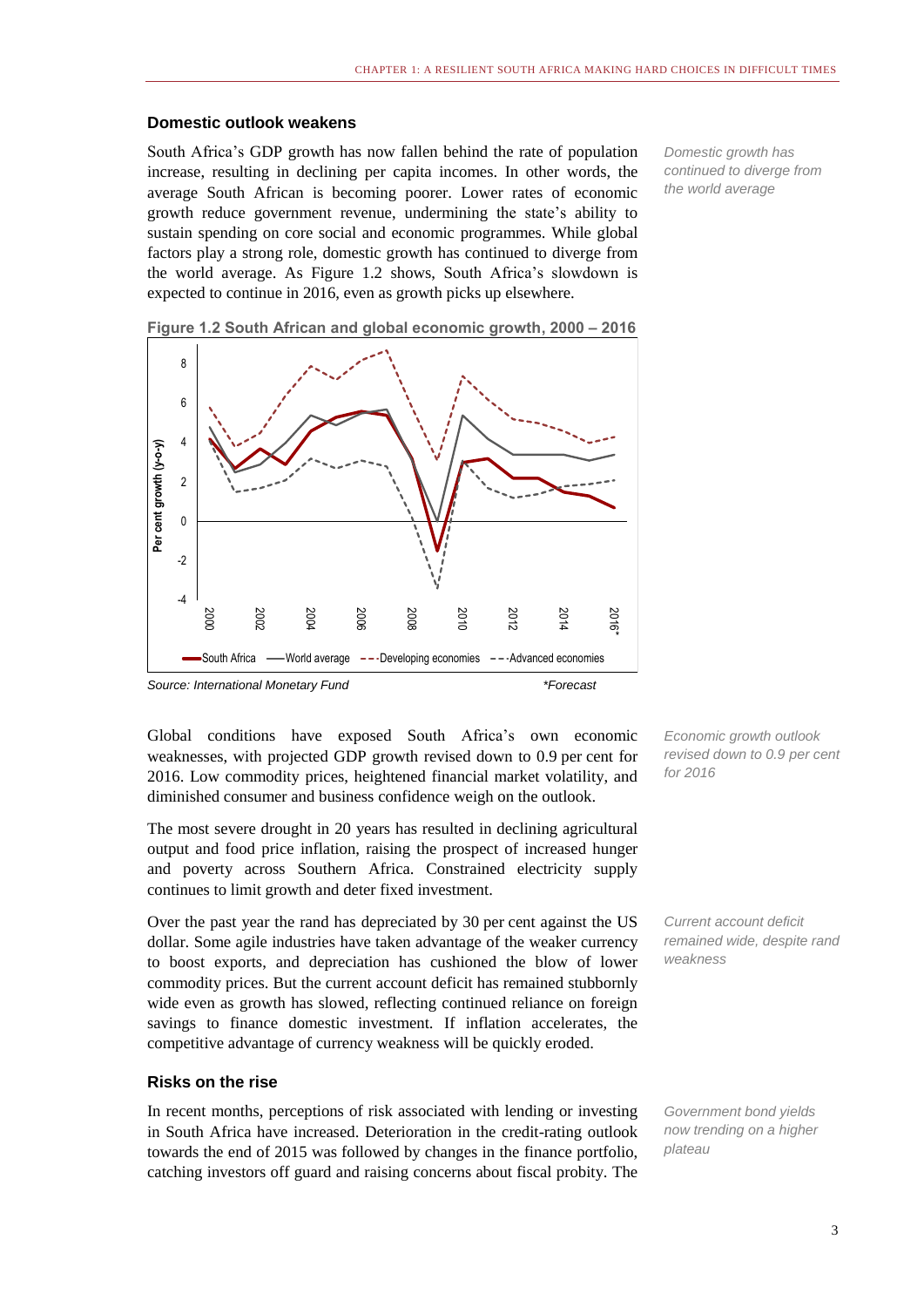## Domestic outlook weakens

*Domestic growth has continued to diverge from the world average*

South Africa's GDP growth has now fallen behind the rate of population increase, resulting in declining per capita incomes. In other words, the average South African is becoming poorer. Lower rates of economic growth reduce government revenue, undermining the state's ability to sustain spending on core social and economic programmes. While global factors play a strong role, domestic growth has continued to diverge from the world average. As Figure 1.2 shows, South Africa's slowdown is expected to continue in 2016, even as growth picks up elsewhere.

**Figure 1.2 South African and global economic growth, 2000 – 2016**

*Source: International Monetary Fund* *\*Forecast*

*Economic growth outlook revised down to 0.9 per cent for 2016*

Global conditions have exposed South Africa's own economic weaknesses, with projected GDP growth revised down to 0.9 per cent for 2016. Low commodity prices, heightened financial market volatility, and diminished consumer and business confidence weigh on the outlook.

The most severe drought in 20 years has resulted in declining agricultural output and food price inflation, raising the prospect of increased hunger and poverty across Southern Africa. Constrained electricity supply continues to limit growth and deter fixed investment.

*Current account deficit remained wide, despite rand weakness*

Over the past year the rand has depreciated by 30 per cent against the US dollar. Some agile industries have taken advantage of the weaker currency to boost exports, and depreciation has cushioned the blow of lower commodity prices. But the current account deficit has remained stubbornly wide even as growth has slowed, reflecting continued reliance on foreign savings to finance domestic investment. If inflation accelerates, the competitive advantage of currency weakness will be quickly eroded.

## Risks on the rise

*Government bond yields now trending on a higher plateau*

In recent months, perceptions of risk associated with lending or investing in South Africa have increased. Deterioration in the credit-rating outlook towards the end of 2015 was followed by changes in the finance portfolio, catching investors off guard and raising concerns about fiscal probity. The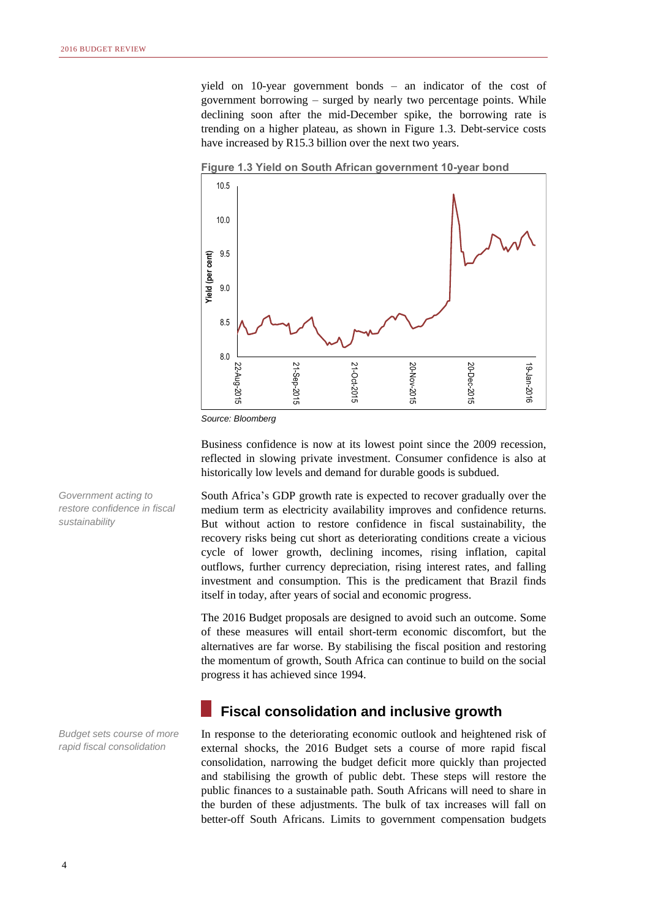yield on 10-year government bonds – an indicator of the cost of government borrowing – surged by nearly two percentage points. While declining soon after the mid-December spike, the borrowing rate is trending on a higher plateau, as shown in Figure 1.3. Debt-service costs have increased by R15.3 billion over the next two years.

**Figure 1.3 Yield on South African government 10-year bond**

*Source: Bloomberg*

Business confidence is now at its lowest point since the 2009 recession, reflected in slowing private investment. Consumer confidence is also at historically low levels and demand for durable goods is subdued.

*Government acting to restore confidence in fiscal sustainability*

South Africa's GDP growth rate is expected to recover gradually over the medium term as electricity availability improves and confidence returns. But without action to restore confidence in fiscal sustainability, the recovery risks being cut short as deteriorating conditions create a vicious cycle of lower growth, declining incomes, rising inflation, capital outflows, further currency depreciation, rising interest rates, and falling investment and consumption. This is the predicament that Brazil finds itself in today, after years of social and economic progress.

The 2016 Budget proposals are designed to avoid such an outcome. Some of these measures will entail short-term economic discomfort, but the alternatives are far worse. By stabilising the fiscal position and restoring the momentum of growth, South Africa can continue to build on the social progress it has achieved since 1994.

## Fiscal consolidation and inclusive growth

*Budget sets course of more rapid fiscal consolidation*

In response to the deteriorating economic outlook and heightened risk of external shocks, the 2016 Budget sets a course of more rapid fiscal consolidation, narrowing the budget deficit more quickly than projected and stabilising the growth of public debt. These steps will restore the public finances to a sustainable path. South Africans will need to share in the burden of these adjustments. The bulk of tax increases will fall on better-off South Africans. Limits to government compensation budgets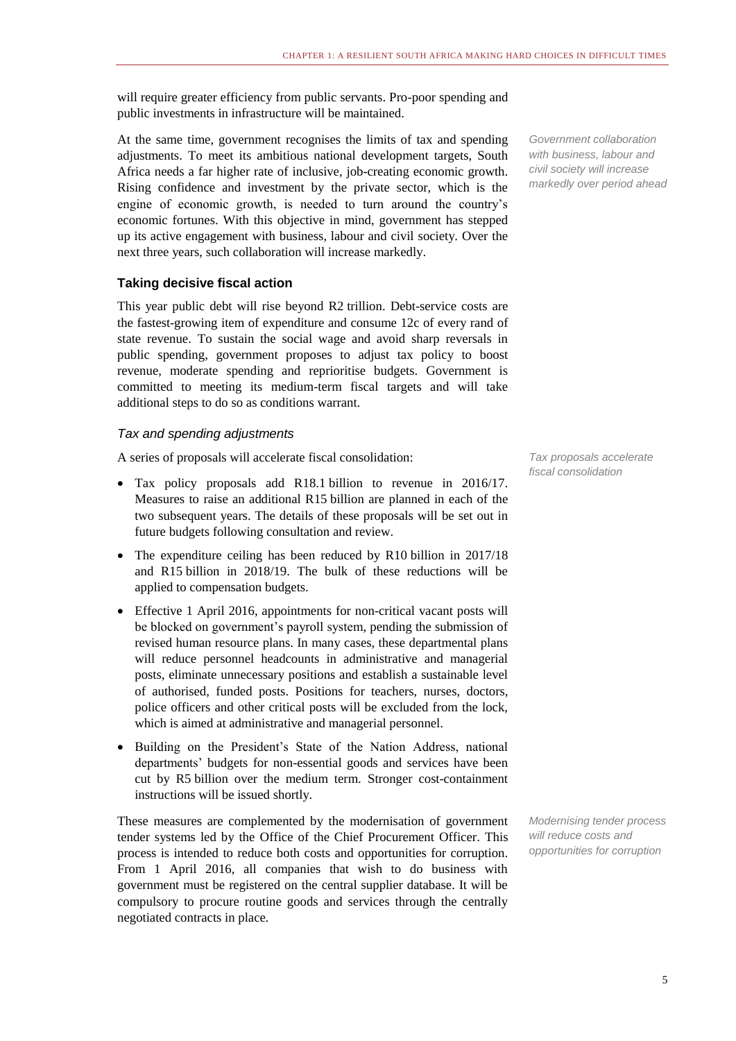will require greater efficiency from public servants. Pro-poor spending and public investments in infrastructure will be maintained.

At the same time, government recognises the limits of tax and spending adjustments. To meet its ambitious national development targets, South Africa needs a far higher rate of inclusive, job-creating economic growth. Rising confidence and investment by the private sector, which is the engine of economic growth, is needed to turn around the country's economic fortunes. With this objective in mind, government has stepped up its active engagement with business, labour and civil society. Over the next three years, such collaboration will increase markedly.

*Government collaboration with business, labour and civil society will increase markedly over period ahead*

### Taking decisive fiscal action

This year public debt will rise beyond R2 trillion. Debt-service costs are the fastest-growing item of expenditure and consume 12c of every rand of state revenue. To sustain the social wage and avoid sharp reversals in public spending, government proposes to adjust tax policy to boost revenue, moderate spending and reprioritise budgets. Government is committed to meeting its medium-term fiscal targets and will take additional steps to do so as conditions warrant.

#### *Tax and spending adjustments*

A series of proposals will accelerate fiscal consolidation:

*Tax proposals accelerate fiscal consolidation*

- Tax policy proposals add R18.1 billion to revenue in 2016/17. Measures to raise an additional R15 billion are planned in each of the two subsequent years. The details of these proposals will be set out in future budgets following consultation and review.
- The expenditure ceiling has been reduced by R10 billion in 2017/18 and R15 billion in 2018/19. The bulk of these reductions will be applied to compensation budgets.
- Effective 1 April 2016, appointments for non-critical vacant posts will be blocked on government's payroll system, pending the submission of revised human resource plans. In many cases, these departmental plans will reduce personnel headcounts in administrative and managerial posts, eliminate unnecessary positions and establish a sustainable level of authorised, funded posts. Positions for teachers, nurses, doctors, police officers and other critical posts will be excluded from the lock, which is aimed at administrative and managerial personnel.
- Building on the President's State of the Nation Address, national departments' budgets for non-essential goods and services have been cut by R5 billion over the medium term. Stronger cost-containment instructions will be issued shortly.

These measures are complemented by the modernisation of government tender systems led by the Office of the Chief Procurement Officer. This process is intended to reduce both costs and opportunities for corruption. From 1 April 2016, all companies that wish to do business with government must be registered on the central supplier database. It will be compulsory to procure routine goods and services through the centrally negotiated contracts in place.

*Modernising tender process will reduce costs and opportunities for corruption*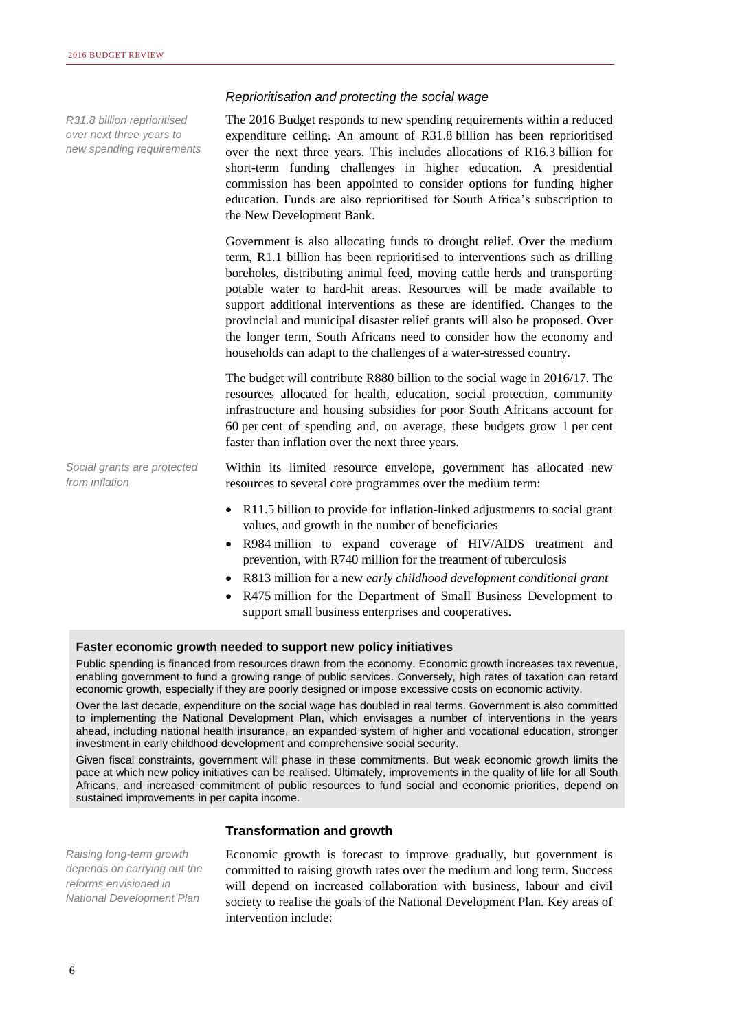### *Reprioritisation and protecting the social wage*

*R31.8 billion reprioritised over next three years to new spending requirements*

The 2016 Budget responds to new spending requirements within a reduced expenditure ceiling. An amount of R31.8 billion has been reprioritised over the next three years. This includes allocations of R16.3 billion for short-term funding challenges in higher education. A presidential commission has been appointed to consider options for funding higher education. Funds are also reprioritised for South Africa's subscription to the New Development Bank.

Government is also allocating funds to drought relief. Over the medium term, R1.1 billion has been reprioritised to interventions such as drilling boreholes, distributing animal feed, moving cattle herds and transporting potable water to hard-hit areas. Resources will be made available to support additional interventions as these are identified. Changes to the provincial and municipal disaster relief grants will also be proposed. Over the longer term, South Africans need to consider how the economy and households can adapt to the challenges of a water-stressed country.

The budget will contribute R880 billion to the social wage in 2016/17. The resources allocated for health, education, social protection, community infrastructure and housing subsidies for poor South Africans account for 60 per cent of spending and, on average, these budgets grow 1 per cent faster than inflation over the next three years.

*Social grants are protected from inflation*

Within its limited resource envelope, government has allocated new resources to several core programmes over the medium term:

- R11.5 billion to provide for inflation-linked adjustments to social grant values, and growth in the number of beneficiaries
- R984 million to expand coverage of HIV/AIDS treatment and prevention, with R740 million for the treatment of tuberculosis
- R813 million for a new *early childhood development conditional grant*
- R475 million for the Department of Small Business Development to support small business enterprises and cooperatives.

**Faster economic growth needed to support new policy initiatives**

Public spending is financed from resources drawn from the economy. Economic growth increases tax revenue, enabling government to fund a growing range of public services. Conversely, high rates of taxation can retard economic growth, especially if they are poorly designed or impose excessive costs on economic activity.

Over the last decade, expenditure on the social wage has doubled in real terms. Government is also committed to implementing the National Development Plan, which envisages a number of interventions in the years ahead, including national health insurance, an expanded system of higher and vocational education, stronger investment in early childhood development and comprehensive social security.

Given fiscal constraints, government will phase in these commitments. But weak economic growth limits the pace at which new policy initiatives can be realised. Ultimately, improvements in the quality of life for all South Africans, and increased commitment of public resources to fund social and economic priorities, depend on sustained improvements in per capita income.

### Transformation and growth

*Raising long-term growth depends on carrying out the reforms envisioned in National Development Plan*

Economic growth is forecast to improve gradually, but government is committed to raising growth rates over the medium and long term. Success will depend on increased collaboration with business, labour and civil society to realise the goals of the National Development Plan. Key areas of intervention include: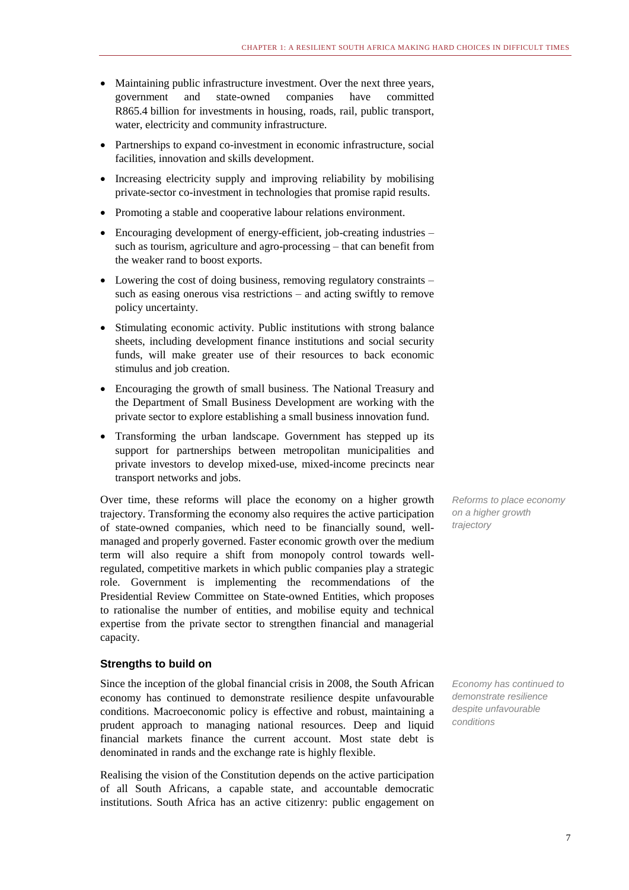- Maintaining public infrastructure investment. Over the next three years, government and state-owned companies have committed R865.4 billion for investments in housing, roads, rail, public transport, water, electricity and community infrastructure.
- Partnerships to expand co-investment in economic infrastructure, social facilities, innovation and skills development.
- Increasing electricity supply and improving reliability by mobilising private-sector co-investment in technologies that promise rapid results.
- Promoting a stable and cooperative labour relations environment.
- Encouraging development of energy-efficient, job-creating industries – such as tourism, agriculture and agro-processing – that can benefit from the weaker rand to boost exports.
- Lowering the cost of doing business, removing regulatory constraints – such as easing onerous visa restrictions – and acting swiftly to remove policy uncertainty.
- Stimulating economic activity. Public institutions with strong balance sheets, including development finance institutions and social security funds, will make greater use of their resources to back economic stimulus and job creation.
- Encouraging the growth of small business. The National Treasury and the Department of Small Business Development are working with the private sector to explore establishing a small business innovation fund.
- Transforming the urban landscape. Government has stepped up its support for partnerships between metropolitan municipalities and private investors to develop mixed-use, mixed-income precincts near transport networks and jobs.

*Reforms to place economy on a higher growth trajectory*

Over time, these reforms will place the economy on a higher growth trajectory. Transforming the economy also requires the active participation of state-owned companies, which need to be financially sound, well-managed and properly governed. Faster economic growth over the medium term will also require a shift from monopoly control towards well-regulated, competitive markets in which public companies play a strategic role. Government is implementing the recommendations of the Presidential Review Committee on State-owned Entities, which proposes to rationalise the number of entities, and mobilise equity and technical expertise from the private sector to strengthen financial and managerial capacity.

#### Strengths to build on

*Economy has continued to demonstrate resilience despite unfavourable conditions*

Since the inception of the global financial crisis in 2008, the South African economy has continued to demonstrate resilience despite unfavourable conditions. Macroeconomic policy is effective and robust, maintaining a prudent approach to managing national resources. Deep and liquid financial markets finance the current account. Most state debt is denominated in rands and the exchange rate is highly flexible.

Realising the vision of the Constitution depends on the active participation of all South Africans, a capable state, and accountable democratic institutions. South Africa has an active citizenry: public engagement on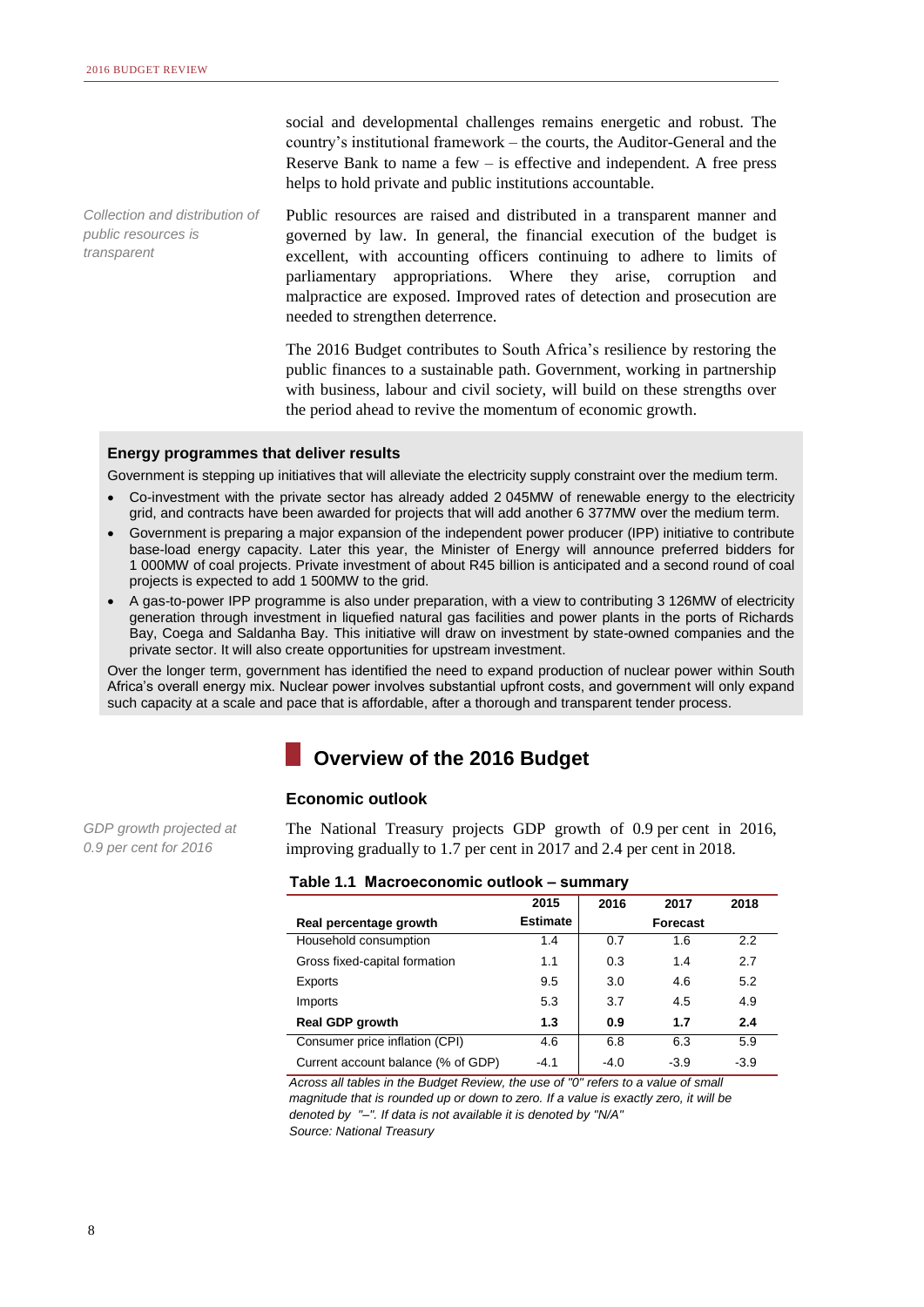social and developmental challenges remains energetic and robust. The country's institutional framework – the courts, the Auditor-General and the Reserve Bank to name a few – is effective and independent. A free press helps to hold private and public institutions accountable.

*Collection and distribution of public resources is transparent*

Public resources are raised and distributed in a transparent manner and governed by law. In general, the financial execution of the budget is excellent, with accounting officers continuing to adhere to limits of parliamentary appropriations. Where they arise, corruption and malpractice are exposed. Improved rates of detection and prosecution are needed to strengthen deterrence.

The 2016 Budget contributes to South Africa's resilience by restoring the public finances to a sustainable path. Government, working in partnership with business, labour and civil society, will build on these strengths over the period ahead to revive the momentum of economic growth.

**Energy programmes that deliver results**

Government is stepping up initiatives that will alleviate the electricity supply constraint over the medium term.

- Co-investment with the private sector has already added 2 045MW of renewable energy to the electricity grid, and contracts have been awarded for projects that will add another 6 377MW over the medium term.
- Government is preparing a major expansion of the independent power producer (IPP) initiative to contribute base-load energy capacity. Later this year, the Minister of Energy will announce preferred bidders for 1 000MW of coal projects. Private investment of about R45 billion is anticipated and a second round of coal projects is expected to add 1 500MW to the grid.
- A gas-to-power IPP programme is also under preparation, with a view to contributing 3 126MW of electricity generation through investment in liquefied natural gas facilities and power plants in the ports of Richards Bay, Coega and Saldanha Bay. This initiative will draw on investment by state-owned companies and the private sector. It will also create opportunities for upstream investment.

Over the longer term, government has identified the need to expand production of nuclear power within South Africa's overall energy mix. Nuclear power involves substantial upfront costs, and government will only expand such capacity at a scale and pace that is affordable, after a thorough and transparent tender process.

## Overview of the 2016 Budget

### Economic outlook

*GDP growth projected at 0.9 per cent for 2016*

The National Treasury projects GDP growth of 0.9 per cent in 2016, improving gradually to 1.7 per cent in 2017 and 2.4 per cent in 2018.

**Table 1.1 Macroeconomic outlook – summary**

| | 2015 | 2016 | 2017 | 2018 |
|---|---|---|---|---|
| **Real percentage growth** | **Estimate** | | **Forecast** | |
| Household consumption | 1.4 | 0.7 | 1.6 | 2.2 |
| Gross fixed-capital formation | 1.1 | 0.3 | 1.4 | 2.7 |
| Exports | 9.5 | 3.0 | 4.6 | 5.2 |
| Imports | 5.3 | 3.7 | 4.5 | 4.9 |
| **Real GDP growth** | **1.3** | **0.9** | **1.7** | **2.4** |
| Consumer price inflation (CPI) | 4.6 | 6.8 | 6.3 | 5.9 |
| Current account balance (% of GDP) | -4.1 | -4.0 | -3.9 | -3.9 |

*Across all tables in the Budget Review, the use of "0" refers to a value of small magnitude that is rounded up or down to zero. If a value is exactly zero, it will be denoted by "–". If data is not available it is denoted by "N/A"*
*Source: National Treasury*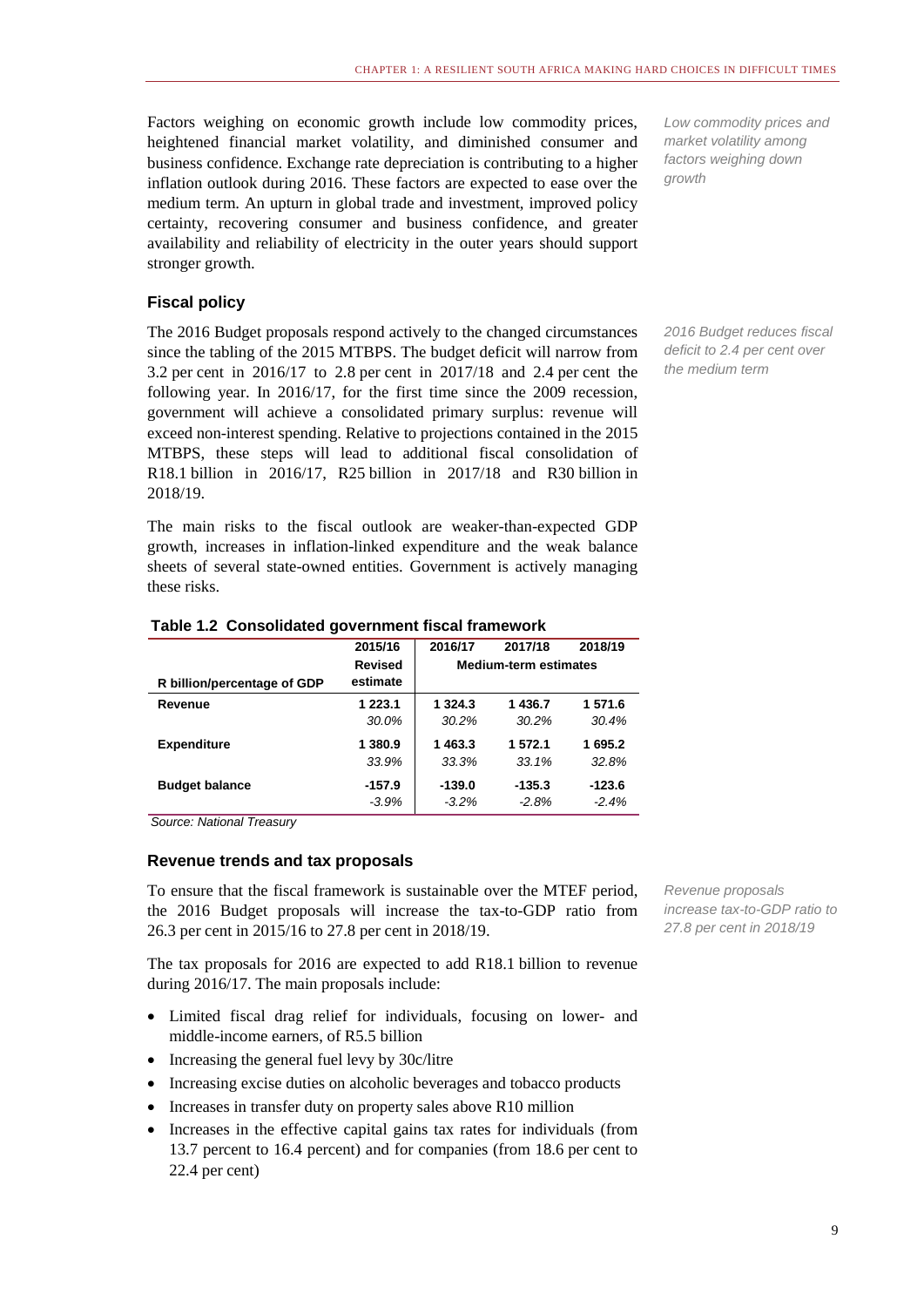Factors weighing on economic growth include low commodity prices, heightened financial market volatility, and diminished consumer and business confidence. Exchange rate depreciation is contributing to a higher inflation outlook during 2016. These factors are expected to ease over the medium term. An upturn in global trade and investment, improved policy certainty, recovering consumer and business confidence, and greater availability and reliability of electricity in the outer years should support stronger growth.

*Low commodity prices and market volatility among factors weighing down growth*

### Fiscal policy

The 2016 Budget proposals respond actively to the changed circumstances since the tabling of the 2015 MTBPS. The budget deficit will narrow from 3.2 per cent in 2016/17 to 2.8 per cent in 2017/18 and 2.4 per cent the following year. In 2016/17, for the first time since the 2009 recession, government will achieve a consolidated primary surplus: revenue will exceed non-interest spending. Relative to projections contained in the 2015 MTBPS, these steps will lead to additional fiscal consolidation of R18.1 billion in 2016/17, R25 billion in 2017/18 and R30 billion in 2018/19.

*2016 Budget reduces fiscal deficit to 2.4 per cent over the medium term*

The main risks to the fiscal outlook are weaker-than-expected GDP growth, increases in inflation-linked expenditure and the weak balance sheets of several state-owned entities. Government is actively managing these risks.

**Table 1.2 Consolidated government fiscal framework**

| R billion/percentage of GDP | 2015/16 Revised estimate | 2016/17 | 2017/18 | 2018/19 |
|---|---|---|---|---|
| | | Medium-term estimates | | |
| **Revenue** | **1 223.1** | **1 324.3** | **1 436.7** | **1 571.6** |
| | *30.0%* | *30.2%* | *30.2%* | *30.4%* |
| **Expenditure** | **1 380.9** | **1 463.3** | **1 572.1** | **1 695.2** |
| | *33.9%* | *33.3%* | *33.1%* | *32.8%* |
| **Budget balance** | **-157.9** | **-139.0** | **-135.3** | **-123.6** |
| | *-3.9%* | *-3.2%* | *-2.8%* | *-2.4%* |

*Source: National Treasury*

### Revenue trends and tax proposals

To ensure that the fiscal framework is sustainable over the MTEF period, the 2016 Budget proposals will increase the tax-to-GDP ratio from 26.3 per cent in 2015/16 to 27.8 per cent in 2018/19.

*Revenue proposals increase tax-to-GDP ratio to 27.8 per cent in 2018/19*

The tax proposals for 2016 are expected to add R18.1 billion to revenue during 2016/17. The main proposals include:

- Limited fiscal drag relief for individuals, focusing on lower- and middle-income earners, of R5.5 billion
- Increasing the general fuel levy by 30c/litre
- Increasing excise duties on alcoholic beverages and tobacco products
- Increases in transfer duty on property sales above R10 million
- Increases in the effective capital gains tax rates for individuals (from 13.7 percent to 16.4 percent) and for companies (from 18.6 per cent to 22.4 per cent)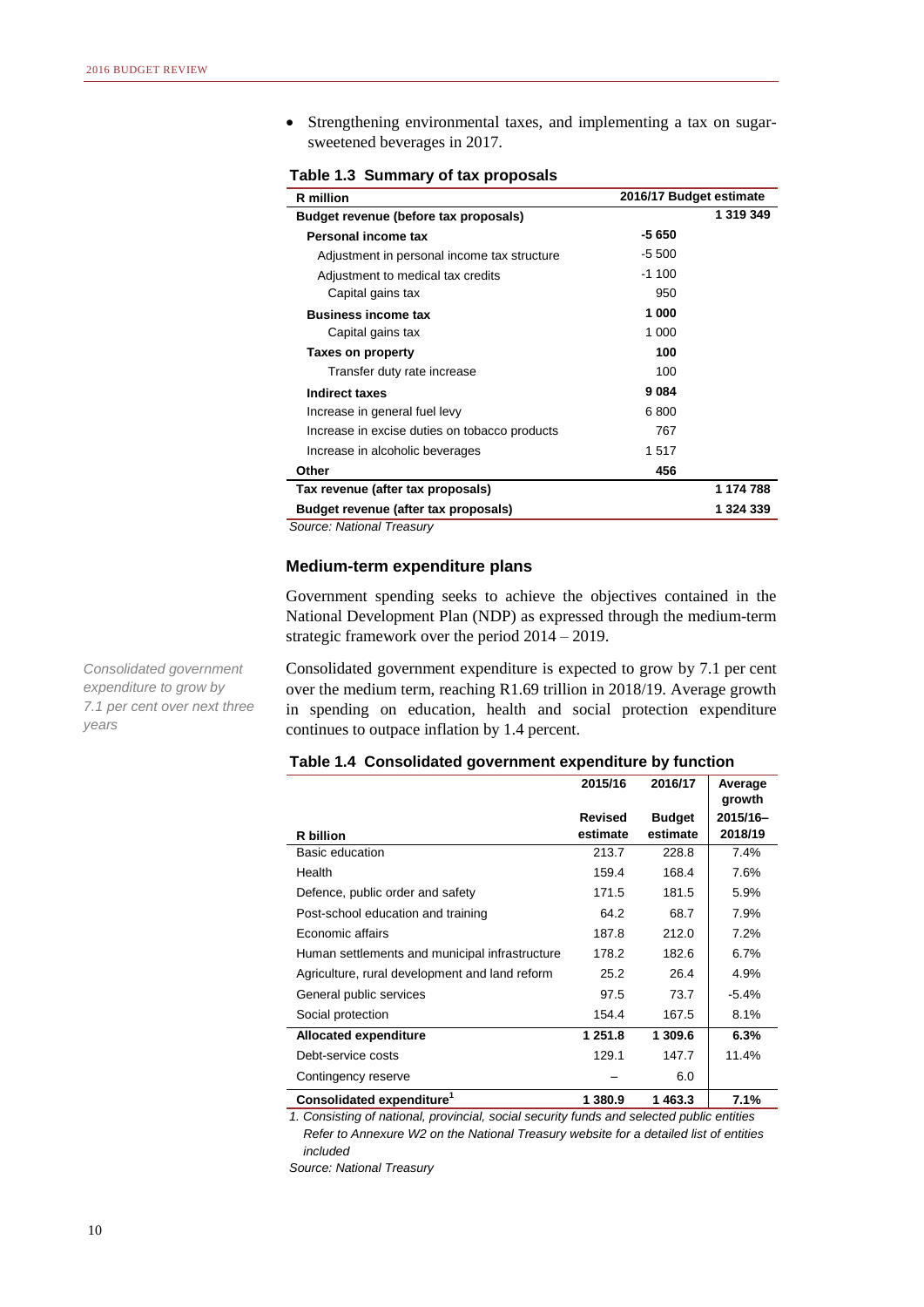- Strengthening environmental taxes, and implementing a tax on sugar-sweetened beverages in 2017.

**Table 1.3 Summary of tax proposals**

| R million | 2016/17 Budget estimate | |
|---|---|---|
| **Budget revenue (before tax proposals)** | | **1 319 349** |
| **Personal income tax** | **-5 650** | |
| Adjustment in personal income tax structure | -5 500 | |
| Adjustment to medical tax credits | -1 100 | |
| Capital gains tax | 950 | |
| **Business income tax** | **1 000** | |
| Capital gains tax | 1 000 | |
| **Taxes on property** | **100** | |
| Transfer duty rate increase | 100 | |
| **Indirect taxes** | **9 084** | |
| Increase in general fuel levy | 6 800 | |
| Increase in excise duties on tobacco products | 767 | |
| Increase in alcoholic beverages | 1 517 | |
| **Other** | **456** | |
| **Tax revenue (after tax proposals)** | | **1 174 788** |
| **Budget revenue (after tax proposals)** | | **1 324 339** |

*Source: National Treasury*

### Medium-term expenditure plans

Government spending seeks to achieve the objectives contained in the National Development Plan (NDP) as expressed through the medium-term strategic framework over the period 2014 – 2019.

*Consolidated government expenditure to grow by 7.1 per cent over next three years*

Consolidated government expenditure is expected to grow by 7.1 per cent over the medium term, reaching R1.69 trillion in 2018/19. Average growth in spending on education, health and social protection expenditure continues to outpace inflation by 1.4 percent.

**Table 1.4 Consolidated government expenditure by function**

| R billion | 2015/16 Revised estimate | 2016/17 Budget estimate | Average growth 2015/16–2018/19 |
|---|---|---|---|
| Basic education | 213.7 | 228.8 | 7.4% |
| Health | 159.4 | 168.4 | 7.6% |
| Defence, public order and safety | 171.5 | 181.5 | 5.9% |
| Post-school education and training | 64.2 | 68.7 | 7.9% |
| Economic affairs | 187.8 | 212.0 | 7.2% |
| Human settlements and municipal infrastructure | 178.2 | 182.6 | 6.7% |
| Agriculture, rural development and land reform | 25.2 | 26.4 | 4.9% |
| General public services | 97.5 | 73.7 | -5.4% |
| Social protection | 154.4 | 167.5 | 8.1% |
| **Allocated expenditure** | **1 251.8** | **1 309.6** | **6.3%** |
| Debt-service costs | 129.1 | 147.7 | 11.4% |
| Contingency reserve | – | 6.0 | |
| **Consolidated expenditure[1]** | **1 380.9** | **1 463.3** | **7.1%** |

*1. Consisting of national, provincial, social security funds and selected public entities Refer to Annexure W2 on the National Treasury website for a detailed list of entities included*

*Source: National Treasury*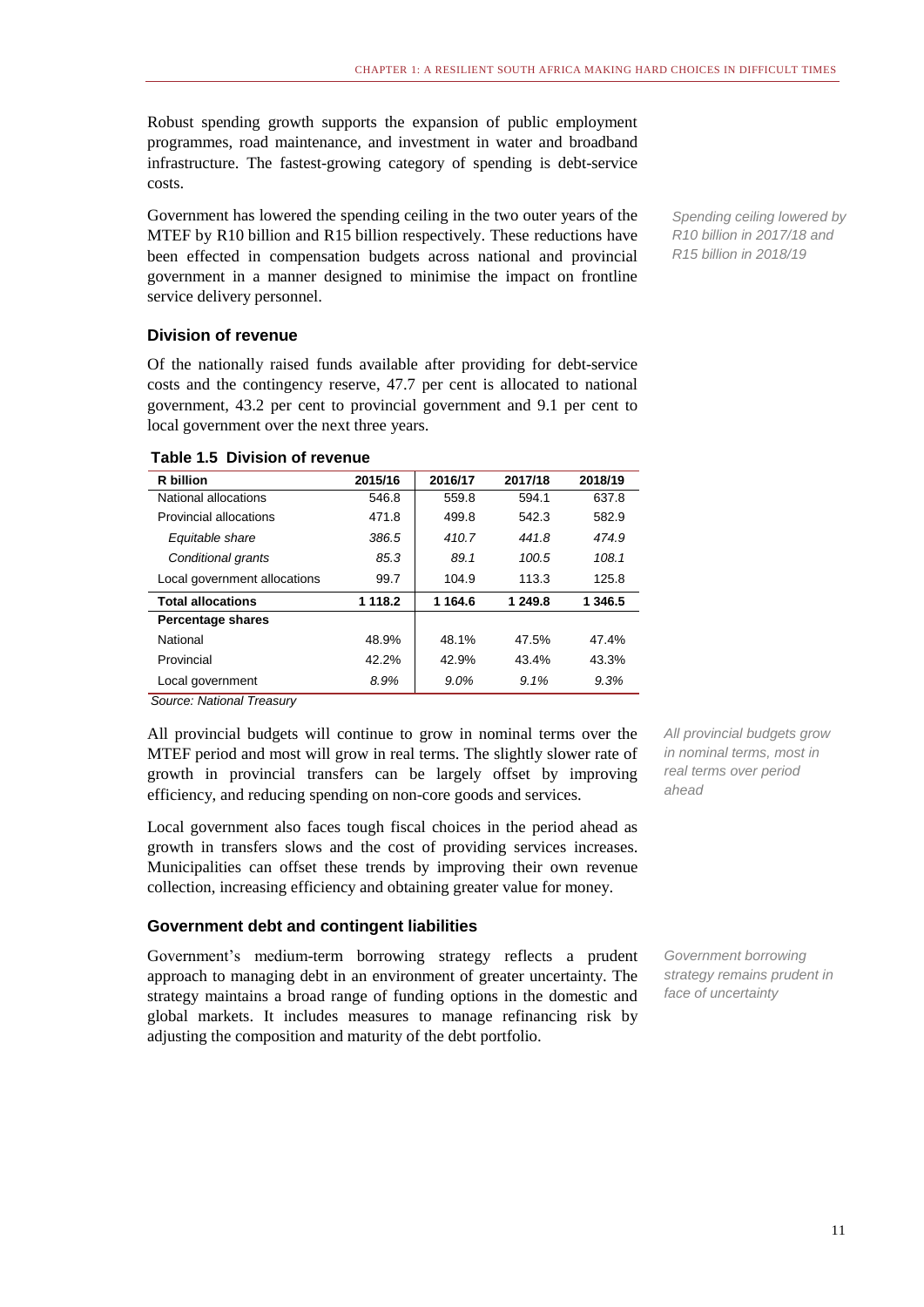Robust spending growth supports the expansion of public employment programmes, road maintenance, and investment in water and broadband infrastructure. The fastest-growing category of spending is debt-service costs.

Government has lowered the spending ceiling in the two outer years of the MTEF by R10 billion and R15 billion respectively. These reductions have been effected in compensation budgets across national and provincial government in a manner designed to minimise the impact on frontline service delivery personnel.

*Spending ceiling lowered by R10 billion in 2017/18 and R15 billion in 2018/19*

### Division of revenue

Of the nationally raised funds available after providing for debt-service costs and the contingency reserve, 47.7 per cent is allocated to national government, 43.2 per cent to provincial government and 9.1 per cent to local government over the next three years.

**Table 1.5 Division of revenue**

| R billion | 2015/16 | 2016/17 | 2017/18 | 2018/19 |
|---|---|---|---|---|
| National allocations | 546.8 | 559.8 | 594.1 | 637.8 |
| Provincial allocations | 471.8 | 499.8 | 542.3 | 582.9 |
| *Equitable share* | *386.5* | *410.7* | *441.8* | *474.9* |
| *Conditional grants* | *85.3* | *89.1* | *100.5* | *108.1* |
| Local government allocations | 99.7 | 104.9 | 113.3 | 125.8 |
| **Total allocations** | **1 118.2** | **1 164.6** | **1 249.8** | **1 346.5** |
| **Percentage shares** | | | | |
| National | 48.9% | 48.1% | 47.5% | 47.4% |
| Provincial | 42.2% | 42.9% | 43.4% | 43.3% |
| Local government | *8.9%* | *9.0%* | *9.1%* | *9.3%* |

*Source: National Treasury*

All provincial budgets will continue to grow in nominal terms over the MTEF period and most will grow in real terms. The slightly slower rate of growth in provincial transfers can be largely offset by improving efficiency, and reducing spending on non-core goods and services.

*All provincial budgets grow in nominal terms, most in real terms over period ahead*

Local government also faces tough fiscal choices in the period ahead as growth in transfers slows and the cost of providing services increases. Municipalities can offset these trends by improving their own revenue collection, increasing efficiency and obtaining greater value for money.

### Government debt and contingent liabilities

Government's medium-term borrowing strategy reflects a prudent approach to managing debt in an environment of greater uncertainty. The strategy maintains a broad range of funding options in the domestic and global markets. It includes measures to manage refinancing risk by adjusting the composition and maturity of the debt portfolio.

*Government borrowing strategy remains prudent in face of uncertainty*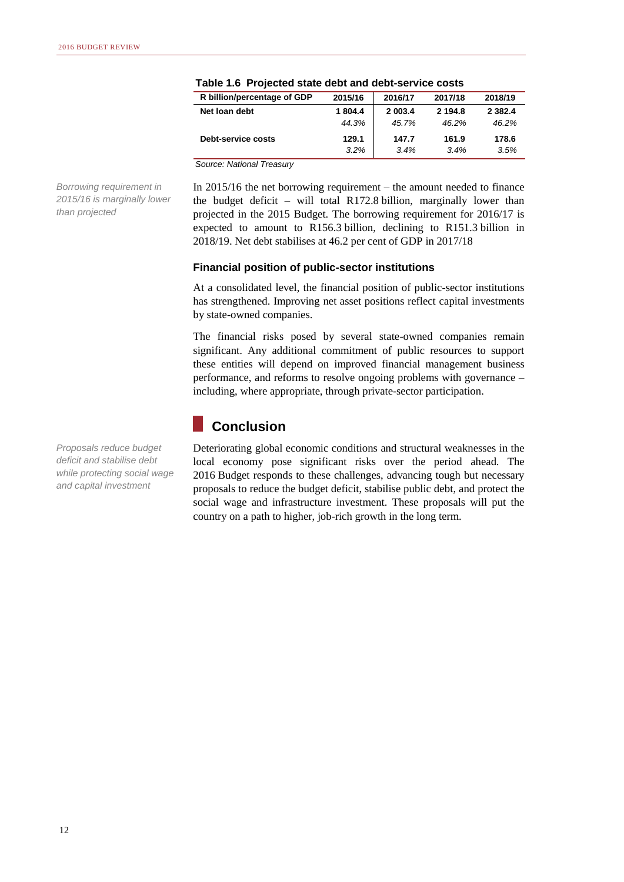**Table 1.6 Projected state debt and debt-service costs**

| R billion/percentage of GDP | 2015/16 | 2016/17 | 2017/18 | 2018/19 |
|---|---|---|---|---|
| **Net loan debt** | **1 804.4** | **2 003.4** | **2 194.8** | **2 382.4** |
| | *44.3%* | *45.7%* | *46.2%* | *46.2%* |
| **Debt-service costs** | **129.1** | **147.7** | **161.9** | **178.6** |
| | *3.2%* | *3.4%* | *3.4%* | *3.5%* |

*Source: National Treasury*

*Borrowing requirement in 2015/16 is marginally lower than projected*

In 2015/16 the net borrowing requirement – the amount needed to finance the budget deficit – will total R172.8 billion, marginally lower than projected in the 2015 Budget. The borrowing requirement for 2016/17 is expected to amount to R156.3 billion, declining to R151.3 billion in 2018/19. Net debt stabilises at 46.2 per cent of GDP in 2017/18

### Financial position of public-sector institutions

At a consolidated level, the financial position of public-sector institutions has strengthened. Improving net asset positions reflect capital investments by state-owned companies.

The financial risks posed by several state-owned companies remain significant. Any additional commitment of public resources to support these entities will depend on improved financial management business performance, and reforms to resolve ongoing problems with governance – including, where appropriate, through private-sector participation.

## Conclusion

*Proposals reduce budget deficit and stabilise debt while protecting social wage and capital investment*

Deteriorating global economic conditions and structural weaknesses in the local economy pose significant risks over the period ahead. The 2016 Budget responds to these challenges, advancing tough but necessary proposals to reduce the budget deficit, stabilise public debt, and protect the social wage and infrastructure investment. These proposals will put the country on a path to higher, job-rich growth in the long term.